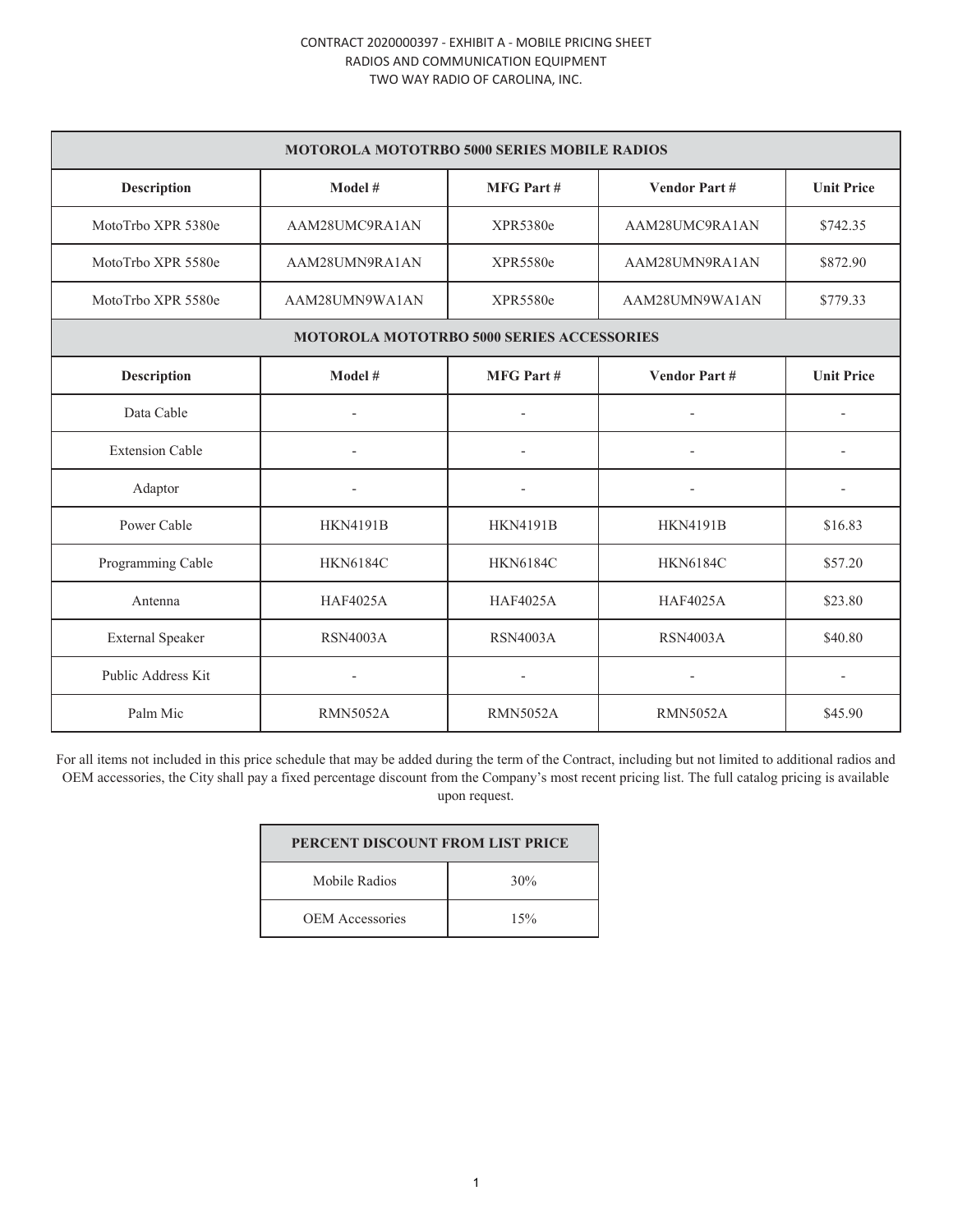CONTRACT 2020000397 - EXHIBIT A - MOBILE PRICING SHEET
RADIOS AND COMMUNICATION EQUIPMENT
TWO WAY RADIO OF CAROLINA, INC.

| MOTOROLA MOTOTRBO 5000 SERIES MOBILE RADIOS | | | | |
|---|---|---|---|---|
| **Description** | **Model #** | **MFG Part #** | **Vendor Part #** | **Unit Price** |
| MotoTrbo XPR 5380e | AAM28UMC9RA1AN | XPR5380e | AAM28UMC9RA1AN | $742.35 |
| MotoTrbo XPR 5580e | AAM28UMN9RA1AN | XPR5580e | AAM28UMN9RA1AN | $872.90 |
| MotoTrbo XPR 5580e | AAM28UMN9WA1AN | XPR5580e | AAM28UMN9WA1AN | $779.33 |
| **MOTOROLA MOTOTRBO 5000 SERIES ACCESSORIES** | | | | |
| **Description** | **Model #** | **MFG Part #** | **Vendor Part #** | **Unit Price** |
| Data Cable | - | - | - | - |
| Extension Cable | - | - | - | - |
| Adaptor | - | - | - | - |
| Power Cable | HKN4191B | HKN4191B | HKN4191B | $16.83 |
| Programming Cable | HKN6184C | HKN6184C | HKN6184C | $57.20 |
| Antenna | HAF4025A | HAF4025A | HAF4025A | $23.80 |
| External Speaker | RSN4003A | RSN4003A | RSN4003A | $40.80 |
| Public Address Kit | - | - | - | - |
| Palm Mic | RMN5052A | RMN5052A | RMN5052A | $45.90 |

For all items not included in this price schedule that may be added during the term of the Contract, including but not limited to additional radios and OEM accessories, the City shall pay a fixed percentage discount from the Company's most recent pricing list. The full catalog pricing is available upon request.

| PERCENT DISCOUNT FROM LIST PRICE | |
|---|---|
| Mobile Radios | 30% |
| OEM Accessories | 15% |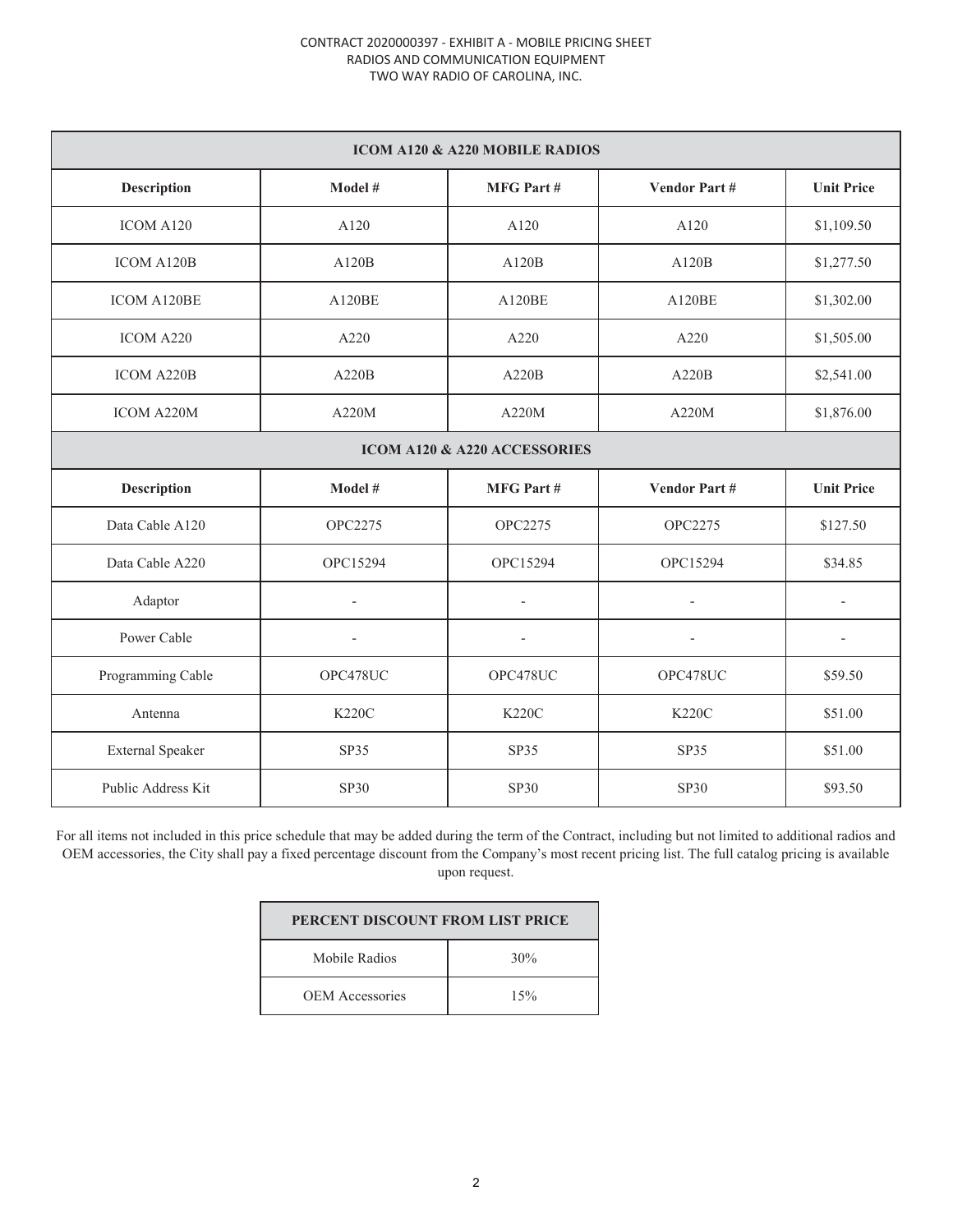CONTRACT 2020000397 - EXHIBIT A - MOBILE PRICING SHEET
RADIOS AND COMMUNICATION EQUIPMENT
TWO WAY RADIO OF CAROLINA, INC.

| ICOM A120 & A220 MOBILE RADIOS | | | | |
|---|---|---|---|---|
| **Description** | **Model #** | **MFG Part #** | **Vendor Part #** | **Unit Price** |
| ICOM A120 | A120 | A120 | A120 | $1,109.50 |
| ICOM A120B | A120B | A120B | A120B | $1,277.50 |
| ICOM A120BE | A120BE | A120BE | A120BE | $1,302.00 |
| ICOM A220 | A220 | A220 | A220 | $1,505.00 |
| ICOM A220B | A220B | A220B | A220B | $2,541.00 |
| ICOM A220M | A220M | A220M | A220M | $1,876.00 |
| **ICOM A120 & A220 ACCESSORIES** | | | | |
| **Description** | **Model #** | **MFG Part #** | **Vendor Part #** | **Unit Price** |
| Data Cable A120 | OPC2275 | OPC2275 | OPC2275 | $127.50 |
| Data Cable A220 | OPC15294 | OPC15294 | OPC15294 | $34.85 |
| Adaptor | - | - | - | - |
| Power Cable | - | - | - | - |
| Programming Cable | OPC478UC | OPC478UC | OPC478UC | $59.50 |
| Antenna | K220C | K220C | K220C | $51.00 |
| External Speaker | SP35 | SP35 | SP35 | $51.00 |
| Public Address Kit | SP30 | SP30 | SP30 | $93.50 |

For all items not included in this price schedule that may be added during the term of the Contract, including but not limited to additional radios and OEM accessories, the City shall pay a fixed percentage discount from the Company's most recent pricing list. The full catalog pricing is available upon request.

| PERCENT DISCOUNT FROM LIST PRICE | |
|---|---|
| Mobile Radios | 30% |
| OEM Accessories | 15% |